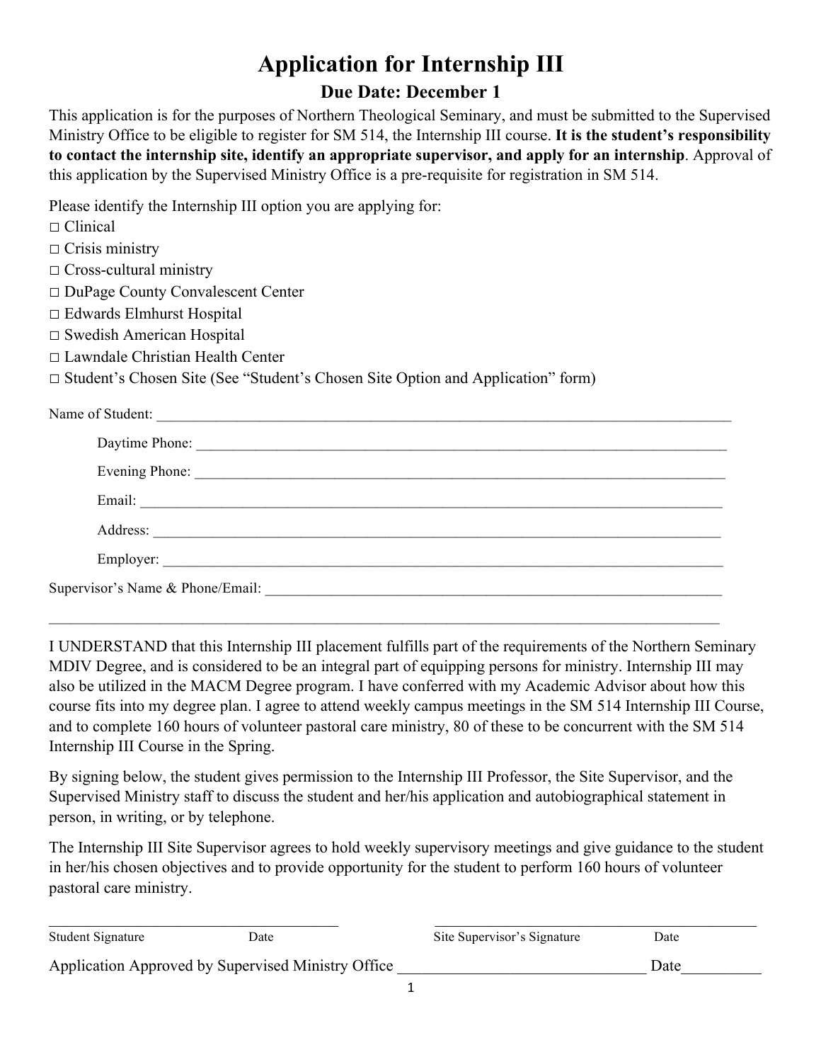# Application for Internship III

## Due Date: December 1

This application is for the purposes of Northern Theological Seminary, and must be submitted to the Supervised Ministry Office to be eligible to register for SM 514, the Internship III course. **It is the student's responsibility to contact the internship site, identify an appropriate supervisor, and apply for an internship**. Approval of this application by the Supervised Ministry Office is a pre-requisite for registration in SM 514.

Please identify the Internship III option you are applying for:

□ Clinical
□ Crisis ministry
□ Cross-cultural ministry
□ DuPage County Convalescent Center
□ Edwards Elmhurst Hospital
□ Swedish American Hospital
□ Lawndale Christian Health Center
□ Student's Chosen Site (See "Student's Chosen Site Option and Application" form)

Name of Student: ______________________________________________________________________________

Daytime Phone: ________________________________________________________________________

Evening Phone: ________________________________________________________________________

Email: ______________________________________________________________________________

Address: ____________________________________________________________________________

Employer: ___________________________________________________________________________

Supervisor's Name & Phone/Email: ______________________________________________________________

______________________________________________________________________________________________

I UNDERSTAND that this Internship III placement fulfills part of the requirements of the Northern Seminary MDIV Degree, and is considered to be an integral part of equipping persons for ministry. Internship III may also be utilized in the MACM Degree program. I have conferred with my Academic Advisor about how this course fits into my degree plan. I agree to attend weekly campus meetings in the SM 514 Internship III Course, and to complete 160 hours of volunteer pastoral care ministry, 80 of these to be concurrent with the SM 514 Internship III Course in the Spring.

By signing below, the student gives permission to the Internship III Professor, the Site Supervisor, and the Supervised Ministry staff to discuss the student and her/his application and autobiographical statement in person, in writing, or by telephone.

The Internship III Site Supervisor agrees to hold weekly supervisory meetings and give guidance to the student in her/his chosen objectives and to provide opportunity for the student to perform 160 hours of volunteer pastoral care ministry.

_______________________________________ _______________________________________

Student Signature Date Site Supervisor's Signature Date

Application Approved by Supervised Ministry Office _______________________________ Date__________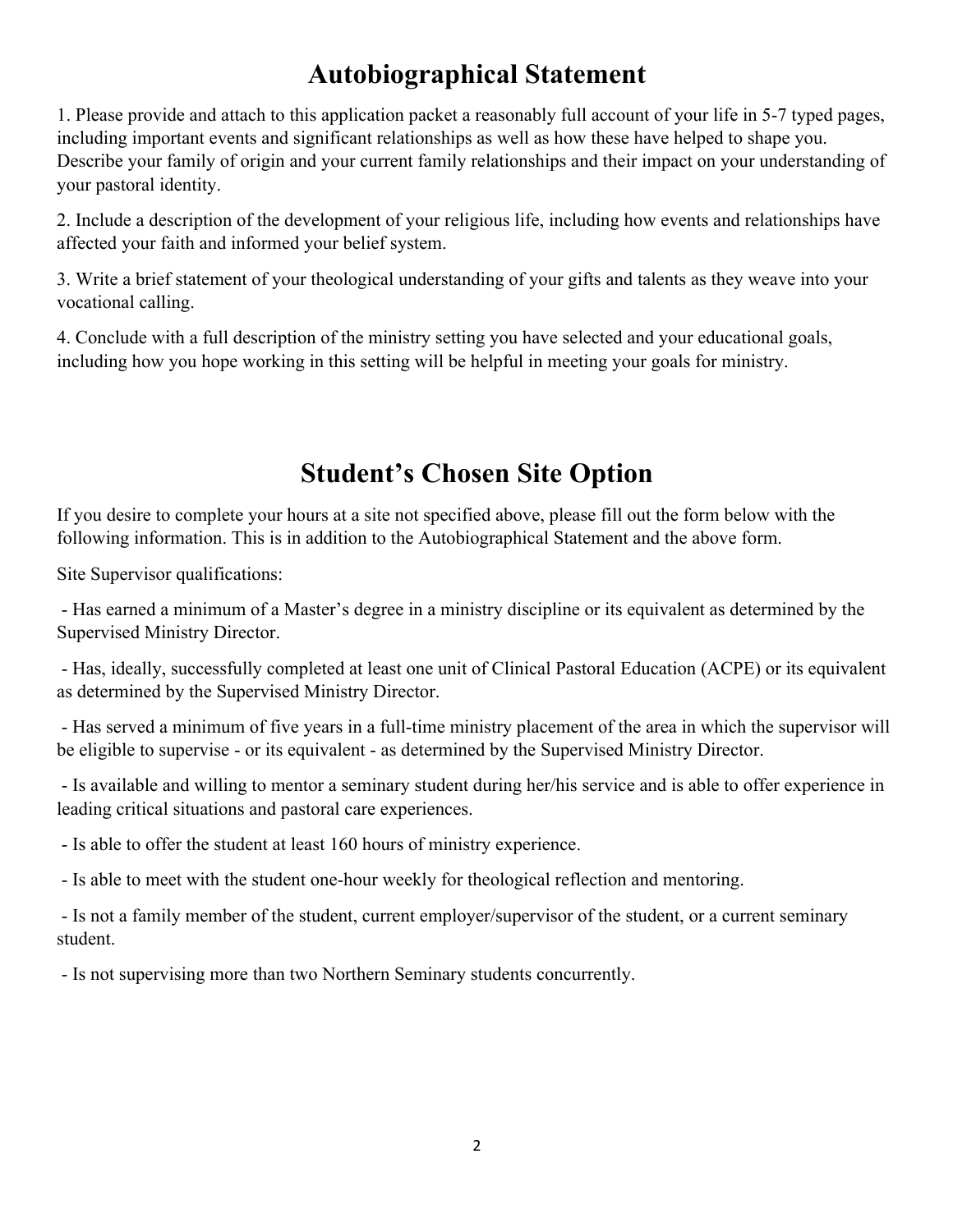# Autobiographical Statement

1. Please provide and attach to this application packet a reasonably full account of your life in 5-7 typed pages, including important events and significant relationships as well as how these have helped to shape you. Describe your family of origin and your current family relationships and their impact on your understanding of your pastoral identity.

2. Include a description of the development of your religious life, including how events and relationships have affected your faith and informed your belief system.

3. Write a brief statement of your theological understanding of your gifts and talents as they weave into your vocational calling.

4. Conclude with a full description of the ministry setting you have selected and your educational goals, including how you hope working in this setting will be helpful in meeting your goals for ministry.

# Student's Chosen Site Option

If you desire to complete your hours at a site not specified above, please fill out the form below with the following information. This is in addition to the Autobiographical Statement and the above form.

Site Supervisor qualifications:

- Has earned a minimum of a Master's degree in a ministry discipline or its equivalent as determined by the Supervised Ministry Director.

- Has, ideally, successfully completed at least one unit of Clinical Pastoral Education (ACPE) or its equivalent as determined by the Supervised Ministry Director.

- Has served a minimum of five years in a full-time ministry placement of the area in which the supervisor will be eligible to supervise - or its equivalent - as determined by the Supervised Ministry Director.

- Is available and willing to mentor a seminary student during her/his service and is able to offer experience in leading critical situations and pastoral care experiences.

- Is able to offer the student at least 160 hours of ministry experience.

- Is able to meet with the student one-hour weekly for theological reflection and mentoring.

- Is not a family member of the student, current employer/supervisor of the student, or a current seminary student.

- Is not supervising more than two Northern Seminary students concurrently.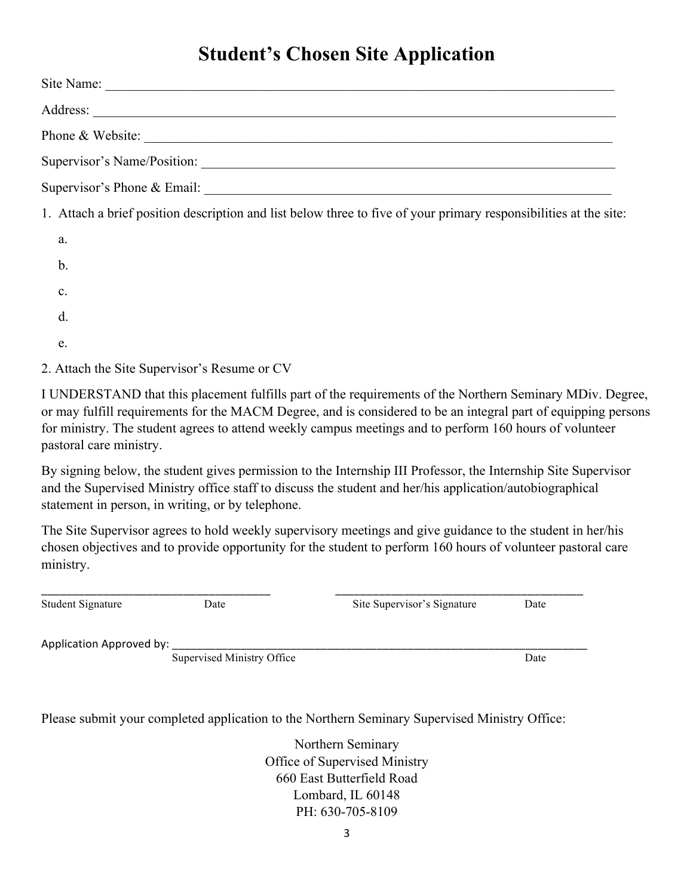# Student's Chosen Site Application

Site Name: ____________________________________________________________________________

Address: ______________________________________________________________________________

Phone & Website: _______________________________________________________________________

Supervisor's Name/Position: _______________________________________________________________

Supervisor's Phone & Email: _______________________________________________________________

1. Attach a brief position description and list below three to five of your primary responsibilities at the site:

   a.

   b.

   c.

   d.

   e.

2. Attach the Site Supervisor's Resume or CV

I UNDERSTAND that this placement fulfills part of the requirements of the Northern Seminary MDiv. Degree, or may fulfill requirements for the MACM Degree, and is considered to be an integral part of equipping persons for ministry. The student agrees to attend weekly campus meetings and to perform 160 hours of volunteer pastoral care ministry.

By signing below, the student gives permission to the Internship III Professor, the Internship Site Supervisor and the Supervised Ministry office staff to discuss the student and her/his application/autobiographical statement in person, in writing, or by telephone.

The Site Supervisor agrees to hold weekly supervisory meetings and give guidance to the student in her/his chosen objectives and to provide opportunity for the student to perform 160 hours of volunteer pastoral care ministry.

___________________________________ ______________________________________

Student Signature Date Site Supervisor's Signature Date

Application Approved by: _______________________________________________________________

Supervised Ministry Office Date

Please submit your completed application to the Northern Seminary Supervised Ministry Office:

Northern Seminary
Office of Supervised Ministry
660 East Butterfield Road
Lombard, IL 60148
PH: 630-705-8109